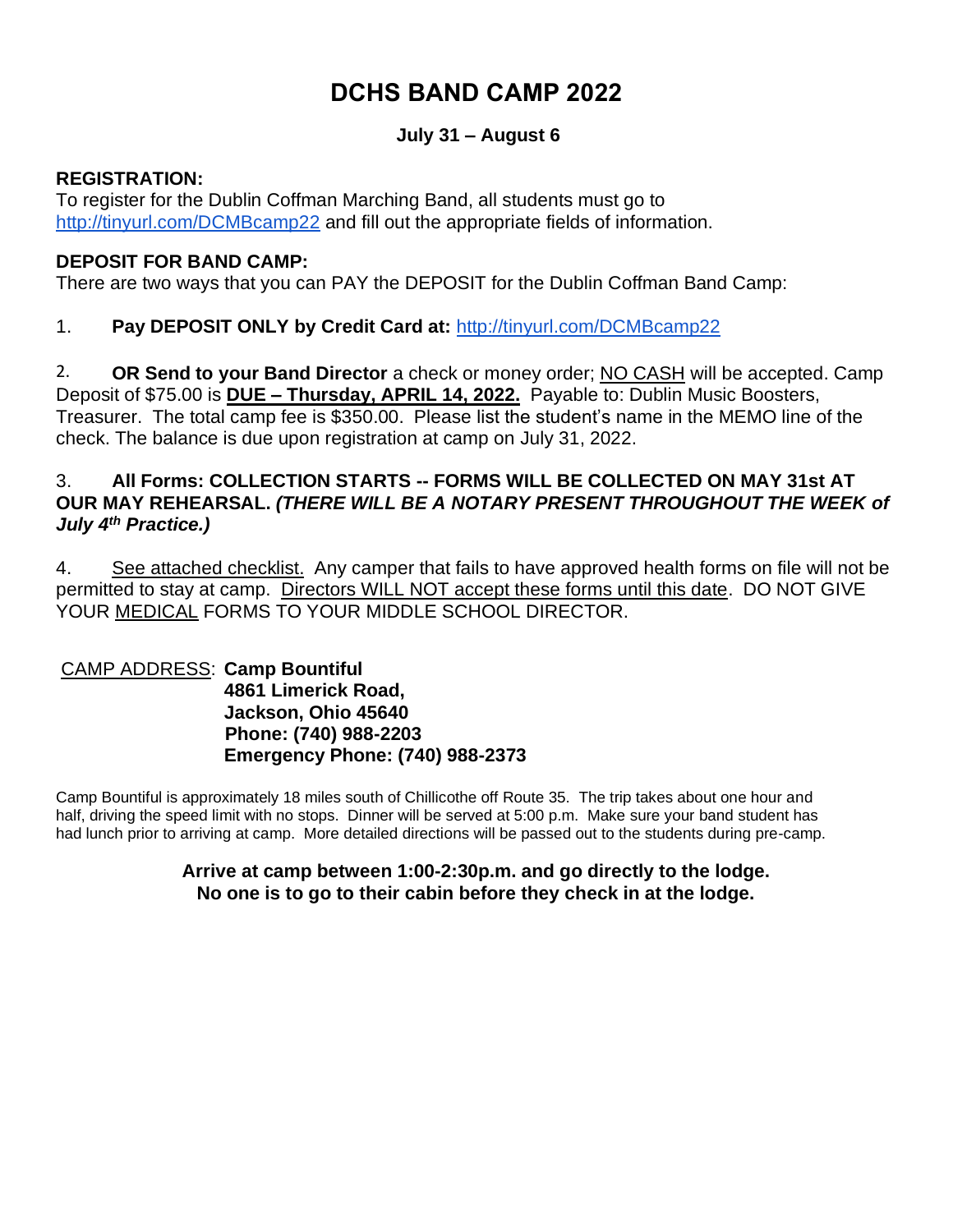# DCHS BAND CAMP 2022

**July 31 – August 6**

**REGISTRATION:**
To register for the Dublin Coffman Marching Band, all students must go to http://tinyurl.com/DCMBcamp22 and fill out the appropriate fields of information.

**DEPOSIT FOR BAND CAMP:**
There are two ways that you can PAY the DEPOSIT for the Dublin Coffman Band Camp:

1. **Pay DEPOSIT ONLY by Credit Card at:** http://tinyurl.com/DCMBcamp22

2. **OR Send to your Band Director** a check or money order; NO CASH will be accepted. Camp Deposit of $75.00 is **DUE – Thursday, APRIL 14, 2022.** Payable to: Dublin Music Boosters, Treasurer. The total camp fee is $350.00. Please list the student's name in the MEMO line of the check. The balance is due upon registration at camp on July 31, 2022.

3. **All Forms: COLLECTION STARTS -- FORMS WILL BE COLLECTED ON MAY 31st AT OUR MAY REHEARSAL.** ***(THERE WILL BE A NOTARY PRESENT THROUGHOUT THE WEEK of July 4th Practice.)***

4. See attached checklist. Any camper that fails to have approved health forms on file will not be permitted to stay at camp. Directors WILL NOT accept these forms until this date. DO NOT GIVE YOUR MEDICAL FORMS TO YOUR MIDDLE SCHOOL DIRECTOR.

CAMP ADDRESS: **Camp Bountiful**
**4861 Limerick Road,**
**Jackson, Ohio 45640**
**Phone: (740) 988-2203**
**Emergency Phone: (740) 988-2373**

Camp Bountiful is approximately 18 miles south of Chillicothe off Route 35. The trip takes about one hour and half, driving the speed limit with no stops. Dinner will be served at 5:00 p.m. Make sure your band student has had lunch prior to arriving at camp. More detailed directions will be passed out to the students during pre-camp.

**Arrive at camp between 1:00-2:30p.m. and go directly to the lodge.**
**No one is to go to their cabin before they check in at the lodge.**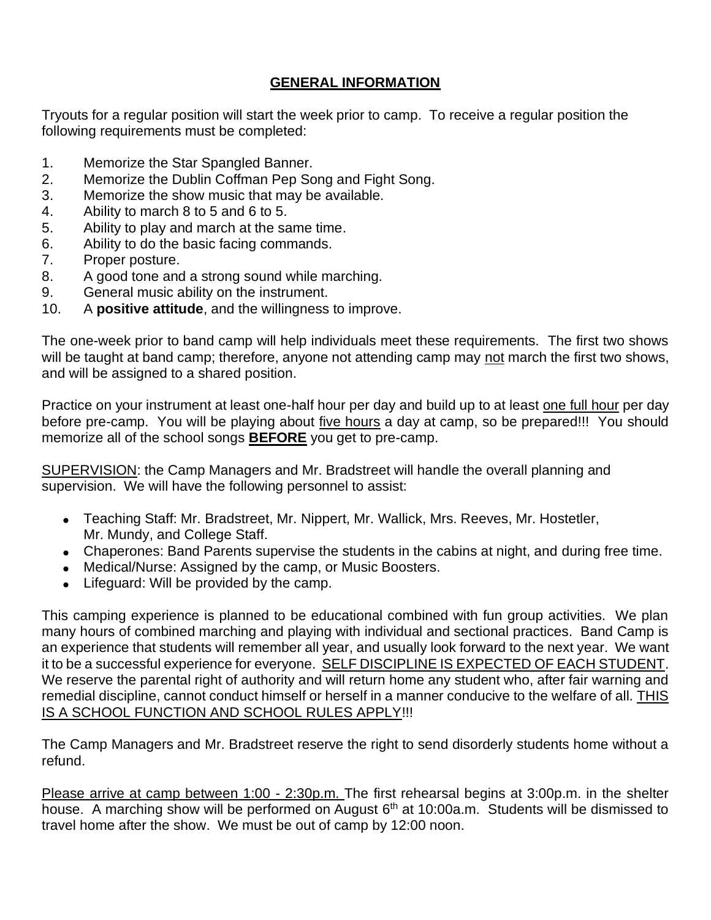# GENERAL INFORMATION

Tryouts for a regular position will start the week prior to camp. To receive a regular position the following requirements must be completed:

1. Memorize the Star Spangled Banner.
2. Memorize the Dublin Coffman Pep Song and Fight Song.
3. Memorize the show music that may be available.
4. Ability to march 8 to 5 and 6 to 5.
5. Ability to play and march at the same time.
6. Ability to do the basic facing commands.
7. Proper posture.
8. A good tone and a strong sound while marching.
9. General music ability on the instrument.
10. A **positive attitude**, and the willingness to improve.

The one-week prior to band camp will help individuals meet these requirements. The first two shows will be taught at band camp; therefore, anyone not attending camp may not march the first two shows, and will be assigned to a shared position.

Practice on your instrument at least one-half hour per day and build up to at least one full hour per day before pre-camp. You will be playing about five hours a day at camp, so be prepared!!! You should memorize all of the school songs **BEFORE** you get to pre-camp.

SUPERVISION: the Camp Managers and Mr. Bradstreet will handle the overall planning and supervision. We will have the following personnel to assist:

- Teaching Staff: Mr. Bradstreet, Mr. Nippert, Mr. Wallick, Mrs. Reeves, Mr. Hostetler, Mr. Mundy, and College Staff.
- Chaperones: Band Parents supervise the students in the cabins at night, and during free time.
- Medical/Nurse: Assigned by the camp, or Music Boosters.
- Lifeguard: Will be provided by the camp.

This camping experience is planned to be educational combined with fun group activities. We plan many hours of combined marching and playing with individual and sectional practices. Band Camp is an experience that students will remember all year, and usually look forward to the next year. We want it to be a successful experience for everyone. SELF DISCIPLINE IS EXPECTED OF EACH STUDENT. We reserve the parental right of authority and will return home any student who, after fair warning and remedial discipline, cannot conduct himself or herself in a manner conducive to the welfare of all. THIS IS A SCHOOL FUNCTION AND SCHOOL RULES APPLY!!!

The Camp Managers and Mr. Bradstreet reserve the right to send disorderly students home without a refund.

Please arrive at camp between 1:00 - 2:30p.m. The first rehearsal begins at 3:00p.m. in the shelter house. A marching show will be performed on August 6th at 10:00a.m. Students will be dismissed to travel home after the show. We must be out of camp by 12:00 noon.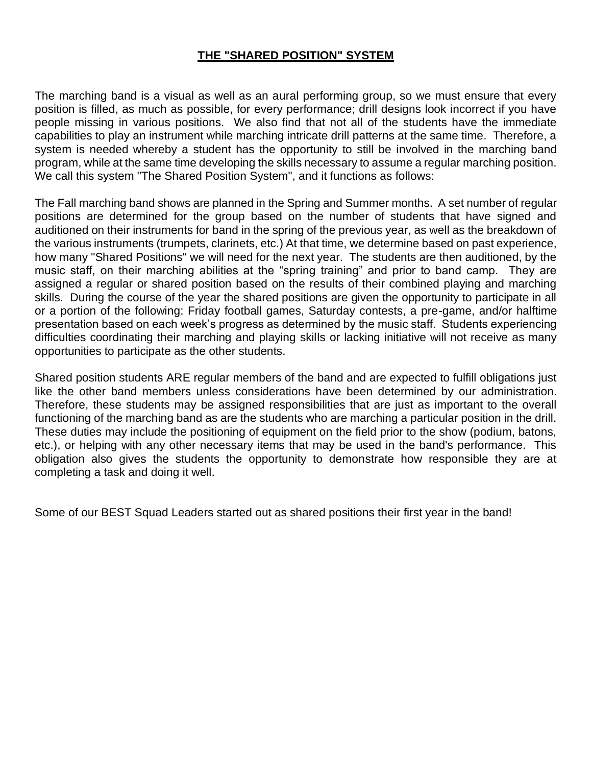# THE "SHARED POSITION" SYSTEM

The marching band is a visual as well as an aural performing group, so we must ensure that every position is filled, as much as possible, for every performance; drill designs look incorrect if you have people missing in various positions. We also find that not all of the students have the immediate capabilities to play an instrument while marching intricate drill patterns at the same time. Therefore, a system is needed whereby a student has the opportunity to still be involved in the marching band program, while at the same time developing the skills necessary to assume a regular marching position. We call this system "The Shared Position System", and it functions as follows:

The Fall marching band shows are planned in the Spring and Summer months. A set number of regular positions are determined for the group based on the number of students that have signed and auditioned on their instruments for band in the spring of the previous year, as well as the breakdown of the various instruments (trumpets, clarinets, etc.) At that time, we determine based on past experience, how many "Shared Positions" we will need for the next year. The students are then auditioned, by the music staff, on their marching abilities at the "spring training" and prior to band camp. They are assigned a regular or shared position based on the results of their combined playing and marching skills. During the course of the year the shared positions are given the opportunity to participate in all or a portion of the following: Friday football games, Saturday contests, a pre-game, and/or halftime presentation based on each week's progress as determined by the music staff. Students experiencing difficulties coordinating their marching and playing skills or lacking initiative will not receive as many opportunities to participate as the other students.

Shared position students ARE regular members of the band and are expected to fulfill obligations just like the other band members unless considerations have been determined by our administration. Therefore, these students may be assigned responsibilities that are just as important to the overall functioning of the marching band as are the students who are marching a particular position in the drill. These duties may include the positioning of equipment on the field prior to the show (podium, batons, etc.), or helping with any other necessary items that may be used in the band's performance. This obligation also gives the students the opportunity to demonstrate how responsible they are at completing a task and doing it well.

Some of our BEST Squad Leaders started out as shared positions their first year in the band!